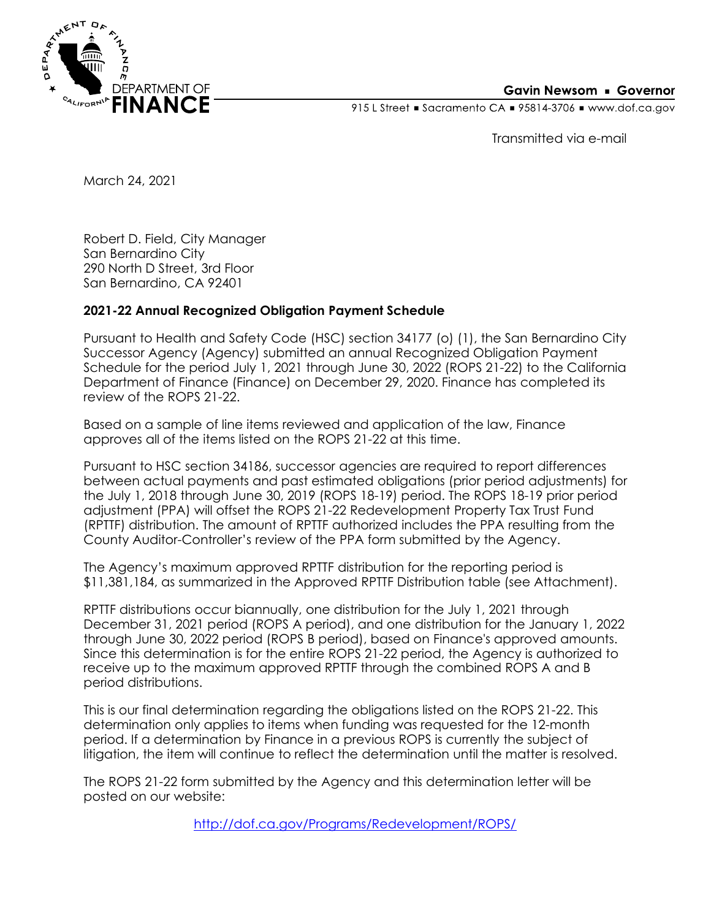DEPARTMENT OF FINANCE

**Gavin Newsom ▪ Governor**

915 L Street ▪ Sacramento CA ▪ 95814-3706 ▪ www.dof.ca.gov

Transmitted via e-mail

March 24, 2021

Robert D. Field, City Manager
San Bernardino City
290 North D Street, 3rd Floor
San Bernardino, CA 92401

**2021-22 Annual Recognized Obligation Payment Schedule**

Pursuant to Health and Safety Code (HSC) section 34177 (o) (1), the San Bernardino City Successor Agency (Agency) submitted an annual Recognized Obligation Payment Schedule for the period July 1, 2021 through June 30, 2022 (ROPS 21-22) to the California Department of Finance (Finance) on December 29, 2020. Finance has completed its review of the ROPS 21-22.

Based on a sample of line items reviewed and application of the law, Finance approves all of the items listed on the ROPS 21-22 at this time.

Pursuant to HSC section 34186, successor agencies are required to report differences between actual payments and past estimated obligations (prior period adjustments) for the July 1, 2018 through June 30, 2019 (ROPS 18-19) period. The ROPS 18-19 prior period adjustment (PPA) will offset the ROPS 21-22 Redevelopment Property Tax Trust Fund (RPTTF) distribution. The amount of RPTTF authorized includes the PPA resulting from the County Auditor-Controller's review of the PPA form submitted by the Agency.

The Agency's maximum approved RPTTF distribution for the reporting period is $11,381,184, as summarized in the Approved RPTTF Distribution table (see Attachment).

RPTTF distributions occur biannually, one distribution for the July 1, 2021 through December 31, 2021 period (ROPS A period), and one distribution for the January 1, 2022 through June 30, 2022 period (ROPS B period), based on Finance's approved amounts. Since this determination is for the entire ROPS 21-22 period, the Agency is authorized to receive up to the maximum approved RPTTF through the combined ROPS A and B period distributions.

This is our final determination regarding the obligations listed on the ROPS 21-22. This determination only applies to items when funding was requested for the 12-month period. If a determination by Finance in a previous ROPS is currently the subject of litigation, the item will continue to reflect the determination until the matter is resolved.

The ROPS 21-22 form submitted by the Agency and this determination letter will be posted on our website:

http://dof.ca.gov/Programs/Redevelopment/ROPS/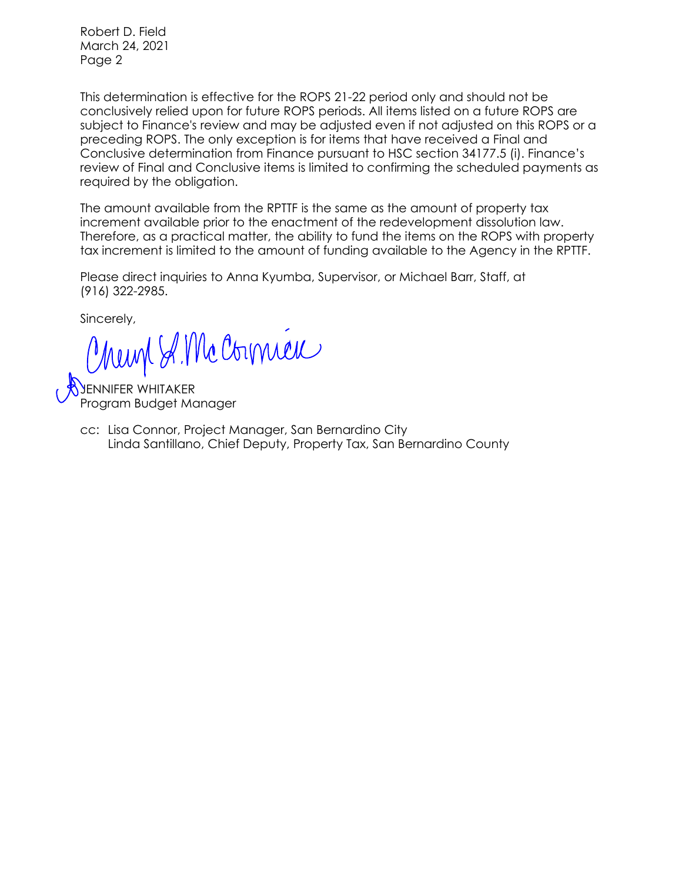Robert D. Field
March 24, 2021

This determination is effective for the ROPS 21-22 period only and should not be conclusively relied upon for future ROPS periods. All items listed on a future ROPS are subject to Finance's review and may be adjusted even if not adjusted on this ROPS or a preceding ROPS. The only exception is for items that have received a Final and Conclusive determination from Finance pursuant to HSC section 34177.5 (i). Finance's review of Final and Conclusive items is limited to confirming the scheduled payments as required by the obligation.

The amount available from the RPTTF is the same as the amount of property tax increment available prior to the enactment of the redevelopment dissolution law. Therefore, as a practical matter, the ability to fund the items on the ROPS with property tax increment is limited to the amount of funding available to the Agency in the RPTTF.

Please direct inquiries to Anna Kyumba, Supervisor, or Michael Barr, Staff, at (916) 322-2985.

Sincerely,

Cheryl L. McCormick

JENNIFER WHITAKER
Program Budget Manager

cc: Lisa Connor, Project Manager, San Bernardino City
Linda Santillano, Chief Deputy, Property Tax, San Bernardino County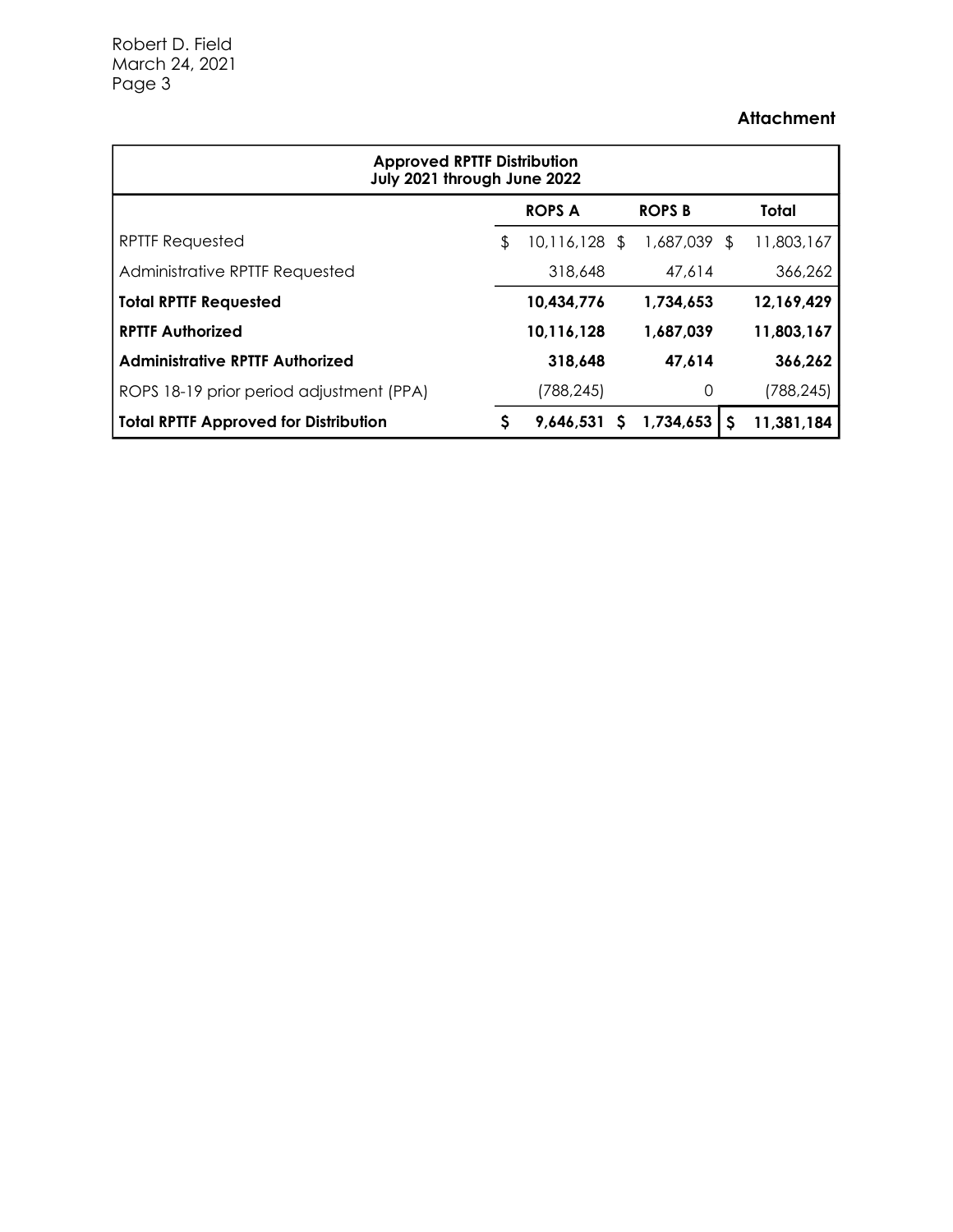**Attachment**

| Approved RPTTF Distribution July 2021 through June 2022 | | | |
|---|---|---|---|
| | **ROPS A** | **ROPS B** | **Total** |
| RPTTF Requested | $ 10,116,128 | $ 1,687,039 | $ 11,803,167 |
| Administrative RPTTF Requested | 318,648 | 47,614 | 366,262 |
| **Total RPTTF Requested** | **10,434,776** | **1,734,653** | **12,169,429** |
| **RPTTF Authorized** | **10,116,128** | **1,687,039** | **11,803,167** |
| **Administrative RPTTF Authorized** | **318,648** | **47,614** | **366,262** |
| ROPS 18-19 prior period adjustment (PPA) | (788,245) | 0 | (788,245) |
| **Total RPTTF Approved for Distribution** | **$ 9,646,531** | **$ 1,734,653** | **$ 11,381,184** |